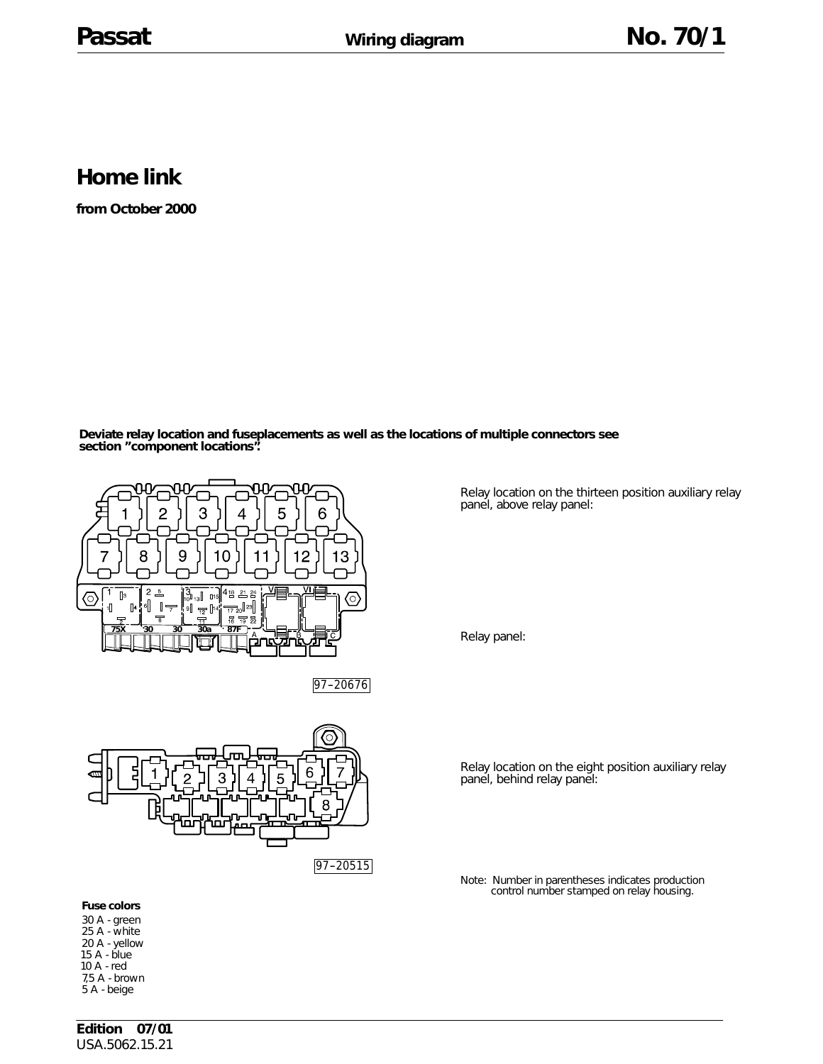# Home link

**from October 2000**

**Deviate relay location and fuseplacements as well as the locations of multiple connectors see section "component locations".**

Relay location on the thirteen position auxiliary relay panel, above relay panel:

Relay panel:

97–20676

Relay location on the eight position auxiliary relay panel, behind relay panel:

97–20515

Note: Number in parentheses indicates production control number stamped on relay housing.

**Fuse colors**

30 A - green
25 A - white
20 A - yellow
15 A - blue
10 A - red
7,5 A - brown
5 A - beige

**Edition 07/01**
USA.5062.15.21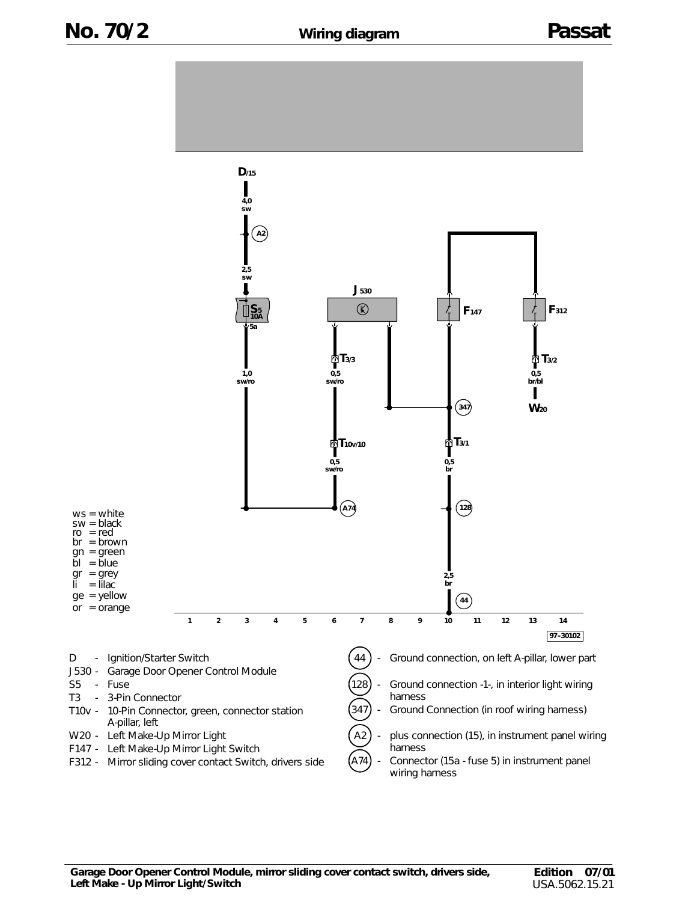# No. 70/2 Wiring diagram Passat

D/15

4,0
sw

A2

2,5
sw

S5
10A
5a

J 530

F147

F312

1,0
sw/ro

T3/3
0,5
sw/ro

T3/2
0,5
br/bl

W20

347

T10v/10
0,5
sw/ro

T3/1
0,5
br

A74

128

2,5
br

44

1 2 3 4 5 6 7 8 9 10 11 12 13 14

97–30102

ws = white
sw = black
ro = red
br = brown
gn = green
bl = blue
gr = grey
li = lilac
ge = yellow
or = orange

D - Ignition/Starter Switch
J530 - Garage Door Opener Control Module
S5 - Fuse
T3 - 3-Pin Connector
T10v - 10-Pin Connector, green, connector station A-pillar, left
W20 - Left Make-Up Mirror Light
F147 - Left Make-Up Mirror Light Switch
F312 - Mirror sliding cover contact Switch, drivers side

(44) - Ground connection, on left A-pillar, lower part

(128) - Ground connection -1-, in interior light wiring harness

(347) - Ground Connection (in roof wiring harness)

(A2) - plus connection (15), in instrument panel wiring harness

(A74) - Connector (15a - fuse 5) in instrument panel wiring harness

**Garage Door Opener Control Module, mirror sliding cover contact switch, drivers side, Left Make - Up Mirror Light/Switch**

**Edition 07/01**
USA.5062.15.21